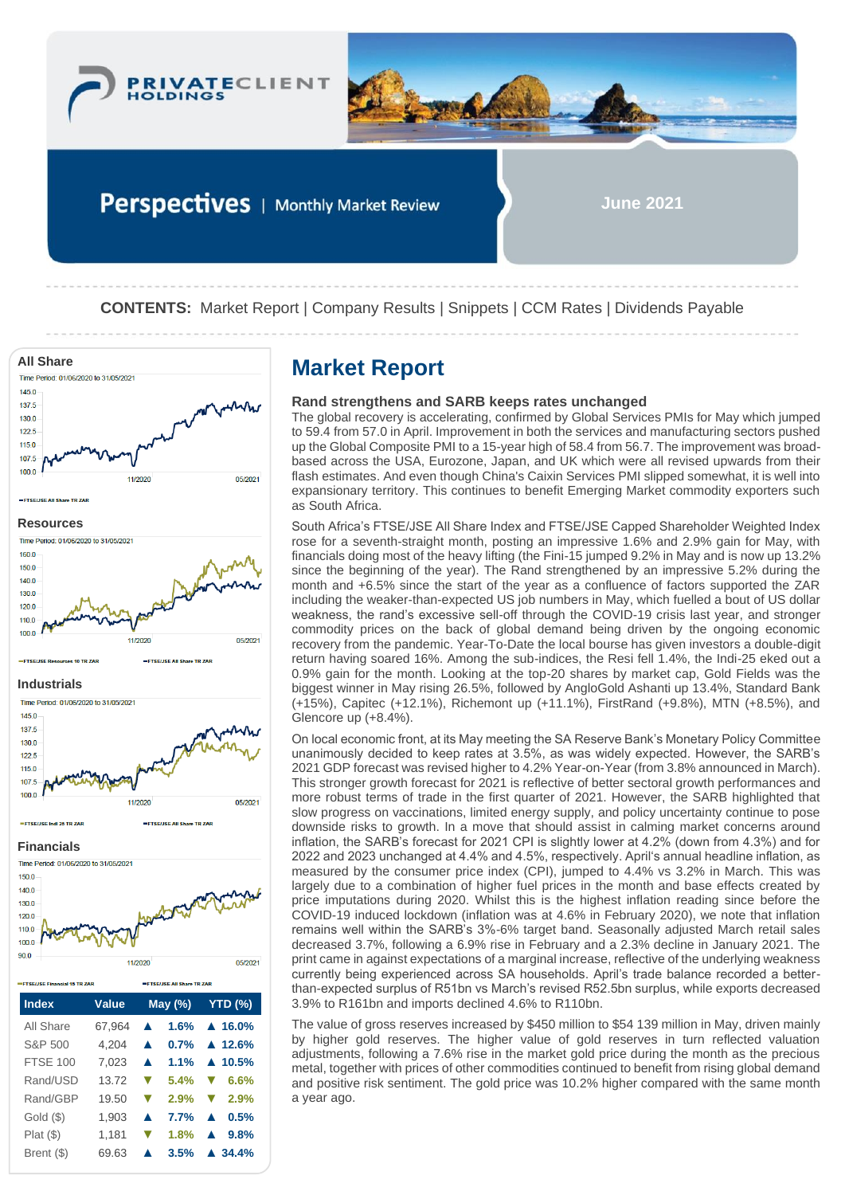# PRIVATECLIENT HOLDINGS

## Perspectives | Monthly Market Review

**June 2021**

**CONTENTS:** Market Report | Company Results | Snippets | CCM Rates | Dividends Payable

**All Share**

Time Period: 01/06/2020 to 31/05/2021

FTSE/JSE All Share TR ZAR

**Resources**

Time Period: 01/06/2020 to 31/05/2021

FTSE/JSE Resources 10 TR ZAR — FTSE/JSE All Share TR ZAR

**Industrials**

Time Period: 01/06/2020 to 31/05/2021

FTSE/JSE Indi 25 TR ZAR — FTSE/JSE All Share TR ZAR

**Financials**

Time Period: 01/06/2020 to 31/05/2021

FTSE/JSE Financial 15 TR ZAR — FTSE/JSE All Share TR ZAR

| Index | Value | May (%) | YTD (%) |
|---|---|---|---|
| All Share | 67,964 | ▲ 1.6% | ▲ 16.0% |
| S&P 500 | 4,204 | ▲ 0.7% | ▲ 12.6% |
| FTSE 100 | 7,023 | ▲ 1.1% | ▲ 10.5% |
| Rand/USD | 13.72 | ▼ 5.4% | ▼ 6.6% |
| Rand/GBP | 19.50 | ▼ 2.9% | ▼ 2.9% |
| Gold ($) | 1,903 | ▲ 7.7% | ▲ 0.5% |
| Plat ($) | 1,181 | ▼ 1.8% | ▲ 9.8% |
| Brent ($) | 69.63 | ▲ 3.5% | ▲ 34.4% |

# Market Report

### Rand strengthens and SARB keeps rates unchanged

The global recovery is accelerating, confirmed by Global Services PMIs for May which jumped to 59.4 from 57.0 in April. Improvement in both the services and manufacturing sectors pushed up the Global Composite PMI to a 15-year high of 58.4 from 56.7. The improvement was broad-based across the USA, Eurozone, Japan, and UK which were all revised upwards from their flash estimates. And even though China's Caixin Services PMI slipped somewhat, it is well into expansionary territory. This continues to benefit Emerging Market commodity exporters such as South Africa.

South Africa's FTSE/JSE All Share Index and FTSE/JSE Capped Shareholder Weighted Index rose for a seventh-straight month, posting an impressive 1.6% and 2.9% gain for May, with financials doing most of the heavy lifting (the Fini-15 jumped 9.2% in May and is now up 13.2% since the beginning of the year). The Rand strengthened by an impressive 5.2% during the month and +6.5% since the start of the year as a confluence of factors supported the ZAR including the weaker-than-expected US job numbers in May, which fuelled a bout of US dollar weakness, the rand's excessive sell-off through the COVID-19 crisis last year, and stronger commodity prices on the back of global demand being driven by the ongoing economic recovery from the pandemic. Year-To-Date the local bourse has given investors a double-digit return having soared 16%. Among the sub-indices, the Resi fell 1.4%, the Indi-25 eked out a 0.9% gain for the month. Looking at the top-20 shares by market cap, Gold Fields was the biggest winner in May rising 26.5%, followed by AngloGold Ashanti up 13.4%, Standard Bank (+15%), Capitec (+12.1%), Richemont up (+11.1%), FirstRand (+9.8%), MTN (+8.5%), and Glencore up (+8.4%).

On local economic front, at its May meeting the SA Reserve Bank's Monetary Policy Committee unanimously decided to keep rates at 3.5%, as was widely expected. However, the SARB's 2021 GDP forecast was revised higher to 4.2% Year-on-Year (from 3.8% announced in March). This stronger growth forecast for 2021 is reflective of better sectoral growth performances and more robust terms of trade in the first quarter of 2021. However, the SARB highlighted that slow progress on vaccinations, limited energy supply, and policy uncertainty continue to pose downside risks to growth. In a move that should assist in calming market concerns around inflation, the SARB's forecast for 2021 CPI is slightly lower at 4.2% (down from 4.3%) and for 2022 and 2023 unchanged at 4.4% and 4.5%, respectively. April's annual headline inflation, as measured by the consumer price index (CPI), jumped to 4.4% vs 3.2% in March. This was largely due to a combination of higher fuel prices in the month and base effects created by price imputations during 2020. Whilst this is the highest inflation reading since before the COVID-19 induced lockdown (inflation was at 4.6% in February 2020), we note that inflation remains well within the SARB's 3%-6% target band. Seasonally adjusted March retail sales decreased 3.7%, following a 6.9% rise in February and a 2.3% decline in January 2021. The print came in against expectations of a marginal increase, reflective of the underlying weakness currently being experienced across SA households. April's trade balance recorded a better-than-expected surplus of R51bn vs March's revised R52.5bn surplus, while exports decreased 3.9% to R161bn and imports declined 4.6% to R110bn.

The value of gross reserves increased by $450 million to $54 139 million in May, driven mainly by higher gold reserves. The higher value of gold reserves in turn reflected valuation adjustments, following a 7.6% rise in the market gold price during the month as the precious metal, together with prices of other commodities continued to benefit from rising global demand and positive risk sentiment. The gold price was 10.2% higher compared with the same month a year ago.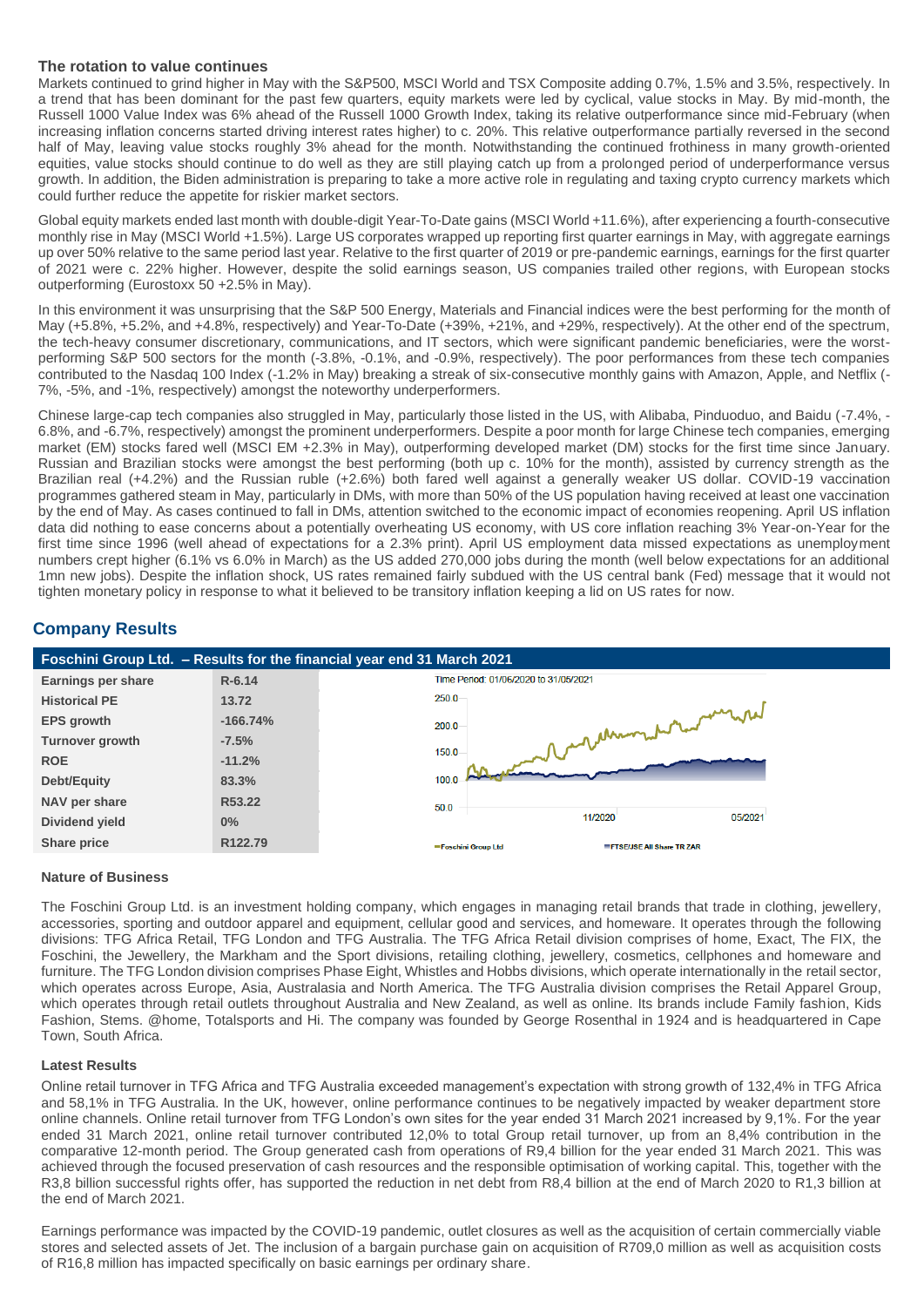### The rotation to value continues

Markets continued to grind higher in May with the S&P500, MSCI World and TSX Composite adding 0.7%, 1.5% and 3.5%, respectively. In a trend that has been dominant for the past few quarters, equity markets were led by cyclical, value stocks in May. By mid-month, the Russell 1000 Value Index was 6% ahead of the Russell 1000 Growth Index, taking its relative outperformance since mid-February (when increasing inflation concerns started driving interest rates higher) to c. 20%. This relative outperformance partially reversed in the second half of May, leaving value stocks roughly 3% ahead for the month. Notwithstanding the continued frothiness in many growth-oriented equities, value stocks should continue to do well as they are still playing catch up from a prolonged period of underperformance versus growth. In addition, the Biden administration is preparing to take a more active role in regulating and taxing crypto currency markets which could further reduce the appetite for riskier market sectors.

Global equity markets ended last month with double-digit Year-To-Date gains (MSCI World +11.6%), after experiencing a fourth-consecutive monthly rise in May (MSCI World +1.5%). Large US corporates wrapped up reporting first quarter earnings in May, with aggregate earnings up over 50% relative to the same period last year. Relative to the first quarter of 2019 or pre-pandemic earnings, earnings for the first quarter of 2021 were c. 22% higher. However, despite the solid earnings season, US companies trailed other regions, with European stocks outperforming (Eurostoxx 50 +2.5% in May).

In this environment it was unsurprising that the S&P 500 Energy, Materials and Financial indices were the best performing for the month of May (+5.8%, +5.2%, and +4.8%, respectively) and Year-To-Date (+39%, +21%, and +29%, respectively). At the other end of the spectrum, the tech-heavy consumer discretionary, communications, and IT sectors, which were significant pandemic beneficiaries, were the worst-performing S&P 500 sectors for the month (-3.8%, -0.1%, and -0.9%, respectively). The poor performances from these tech companies contributed to the Nasdaq 100 Index (-1.2% in May) breaking a streak of six-consecutive monthly gains with Amazon, Apple, and Netflix (-7%, -5%, and -1%, respectively) amongst the noteworthy underperformers.

Chinese large-cap tech companies also struggled in May, particularly those listed in the US, with Alibaba, Pinduoduo, and Baidu (-7.4%, -6.8%, and -6.7%, respectively) amongst the prominent underperformers. Despite a poor month for large Chinese tech companies, emerging market (EM) stocks fared well (MSCI EM +2.3% in May), outperforming developed market (DM) stocks for the first time since January. Russian and Brazilian stocks were amongst the best performing (both up c. 10% for the month), assisted by currency strength as the Brazilian real (+4.2%) and the Russian ruble (+2.6%) both fared well against a generally weaker US dollar. COVID-19 vaccination programmes gathered steam in May, particularly in DMs, with more than 50% of the US population having received at least one vaccination by the end of May. As cases continued to fall in DMs, attention switched to the economic impact of economies reopening. April US inflation data did nothing to ease concerns about a potentially overheating US economy, with US core inflation reaching 3% Year-on-Year for the first time since 1996 (well ahead of expectations for a 2.3% print). April US employment data missed expectations as unemployment numbers crept higher (6.1% vs 6.0% in March) as the US added 270,000 jobs during the month (well below expectations for an additional 1mn new jobs). Despite the inflation shock, US rates remained fairly subdued with the US central bank (Fed) message that it would not tighten monetary policy in response to what it believed to be transitory inflation keeping a lid on US rates for now.

## Company Results

### Foschini Group Ltd. – Results for the financial year end 31 March 2021

| | |
|---|---|
| **Earnings per share** | R-6.14 |
| **Historical PE** | 13.72 |
| **EPS growth** | -166.74% |
| **Turnover growth** | -7.5% |
| **ROE** | -11.2% |
| **Debt/Equity** | 83.3% |
| **NAV per share** | R53.22 |
| **Dividend yield** | 0% |
| **Share price** | R122.79 |

Time Period: 01/06/2020 to 31/05/2021

Foschini Group Ltd — FTSE/JSE All Share TR ZAR

#### Nature of Business

The Foschini Group Ltd. is an investment holding company, which engages in managing retail brands that trade in clothing, jewellery, accessories, sporting and outdoor apparel and equipment, cellular good and services, and homeware. It operates through the following divisions: TFG Africa Retail, TFG London and TFG Australia. The TFG Africa Retail division comprises of home, Exact, The FIX, the Foschini, the Jewellery, the Markham and the Sport divisions, retailing clothing, jewellery, cosmetics, cellphones and homeware and furniture. The TFG London division comprises Phase Eight, Whistles and Hobbs divisions, which operate internationally in the retail sector, which operates across Europe, Asia, Australasia and North America. The TFG Australia division comprises the Retail Apparel Group, which operates through retail outlets throughout Australia and New Zealand, as well as online. Its brands include Family fashion, Kids Fashion, Stems. @home, Totalsports and Hi. The company was founded by George Rosenthal in 1924 and is headquartered in Cape Town, South Africa.

#### Latest Results

Online retail turnover in TFG Africa and TFG Australia exceeded management's expectation with strong growth of 132,4% in TFG Africa and 58,1% in TFG Australia. In the UK, however, online performance continues to be negatively impacted by weaker department store online channels. Online retail turnover from TFG London's own sites for the year ended 31 March 2021 increased by 9,1%. For the year ended 31 March 2021, online retail turnover contributed 12,0% to total Group retail turnover, up from an 8,4% contribution in the comparative 12-month period. The Group generated cash from operations of R9,4 billion for the year ended 31 March 2021. This was achieved through the focused preservation of cash resources and the responsible optimisation of working capital. This, together with the R3,8 billion successful rights offer, has supported the reduction in net debt from R8,4 billion at the end of March 2020 to R1,3 billion at the end of March 2021.

Earnings performance was impacted by the COVID-19 pandemic, outlet closures as well as the acquisition of certain commercially viable stores and selected assets of Jet. The inclusion of a bargain purchase gain on acquisition of R709,0 million as well as acquisition costs of R16,8 million has impacted specifically on basic earnings per ordinary share.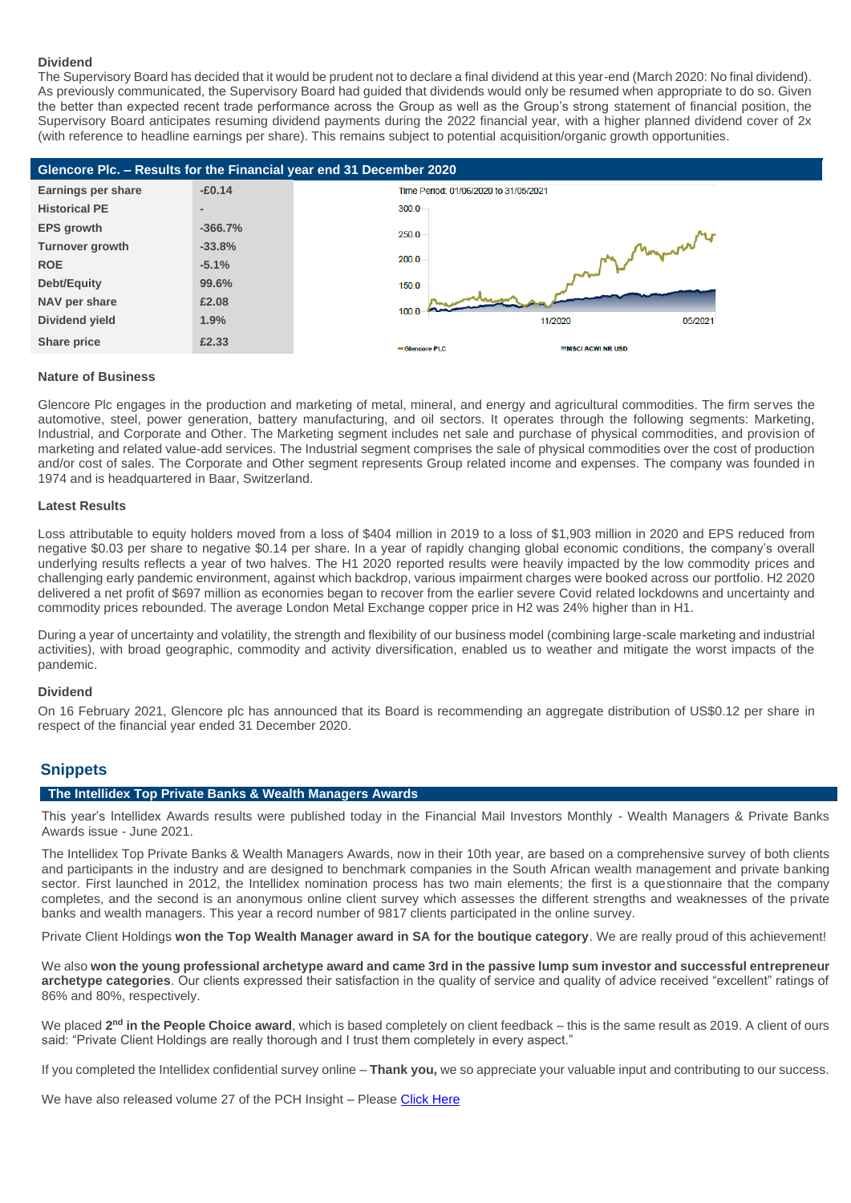**Dividend**

The Supervisory Board has decided that it would be prudent not to declare a final dividend at this year-end (March 2020: No final dividend). As previously communicated, the Supervisory Board had guided that dividends would only be resumed when appropriate to do so. Given the better than expected recent trade performance across the Group as well as the Group's strong statement of financial position, the Supervisory Board anticipates resuming dividend payments during the 2022 financial year, with a higher planned dividend cover of 2x (with reference to headline earnings per share). This remains subject to potential acquisition/organic growth opportunities.

## Glencore Plc. – Results for the Financial year end 31 December 2020

| | |
|---|---|
| **Earnings per share** | **-£0.14** |
| **Historical PE** | **-** |
| **EPS growth** | **-366.7%** |
| **Turnover growth** | **-33.8%** |
| **ROE** | **-5.1%** |
| **Debt/Equity** | **99.6%** |
| **NAV per share** | **£2.08** |
| **Dividend yield** | **1.9%** |
| **Share price** | **£2.33** |

Time Period: 01/06/2020 to 31/05/2021

Glencore PLC    MSCI ACWI NR USD

**Nature of Business**

Glencore Plc engages in the production and marketing of metal, mineral, and energy and agricultural commodities. The firm serves the automotive, steel, power generation, battery manufacturing, and oil sectors. It operates through the following segments: Marketing, Industrial, and Corporate and Other. The Marketing segment includes net sale and purchase of physical commodities, and provision of marketing and related value-add services. The Industrial segment comprises the sale of physical commodities over the cost of production and/or cost of sales. The Corporate and Other segment represents Group related income and expenses. The company was founded in 1974 and is headquartered in Baar, Switzerland.

**Latest Results**

Loss attributable to equity holders moved from a loss of $404 million in 2019 to a loss of $1,903 million in 2020 and EPS reduced from negative $0.03 per share to negative $0.14 per share. In a year of rapidly changing global economic conditions, the company's overall underlying results reflects a year of two halves. The H1 2020 reported results were heavily impacted by the low commodity prices and challenging early pandemic environment, against which backdrop, various impairment charges were booked across our portfolio. H2 2020 delivered a net profit of $697 million as economies began to recover from the earlier severe Covid related lockdowns and uncertainty and commodity prices rebounded. The average London Metal Exchange copper price in H2 was 24% higher than in H1.

During a year of uncertainty and volatility, the strength and flexibility of our business model (combining large-scale marketing and industrial activities), with broad geographic, commodity and activity diversification, enabled us to weather and mitigate the worst impacts of the pandemic.

**Dividend**

On 16 February 2021, Glencore plc has announced that its Board is recommending an aggregate distribution of US$0.12 per share in respect of the financial year ended 31 December 2020.

## Snippets

### The Intellidex Top Private Banks & Wealth Managers Awards

This year's Intellidex Awards results were published today in the Financial Mail Investors Monthly - Wealth Managers & Private Banks Awards issue - June 2021.

The Intellidex Top Private Banks & Wealth Managers Awards, now in their 10th year, are based on a comprehensive survey of both clients and participants in the industry and are designed to benchmark companies in the South African wealth management and private banking sector. First launched in 2012, the Intellidex nomination process has two main elements; the first is a questionnaire that the company completes, and the second is an anonymous online client survey which assesses the different strengths and weaknesses of the private banks and wealth managers. This year a record number of 9817 clients participated in the online survey.

Private Client Holdings **won the Top Wealth Manager award in SA for the boutique category**. We are really proud of this achievement!

We also **won the young professional archetype award and came 3rd in the passive lump sum investor and successful entrepreneur archetype categories**. Our clients expressed their satisfaction in the quality of service and quality of advice received "excellent" ratings of 86% and 80%, respectively.

We placed **2nd in the People Choice award**, which is based completely on client feedback – this is the same result as 2019. A client of ours said: "Private Client Holdings are really thorough and I trust them completely in every aspect."

If you completed the Intellidex confidential survey online – **Thank you,** we so appreciate your valuable input and contributing to our success.

We have also released volume 27 of the PCH Insight – Please Click Here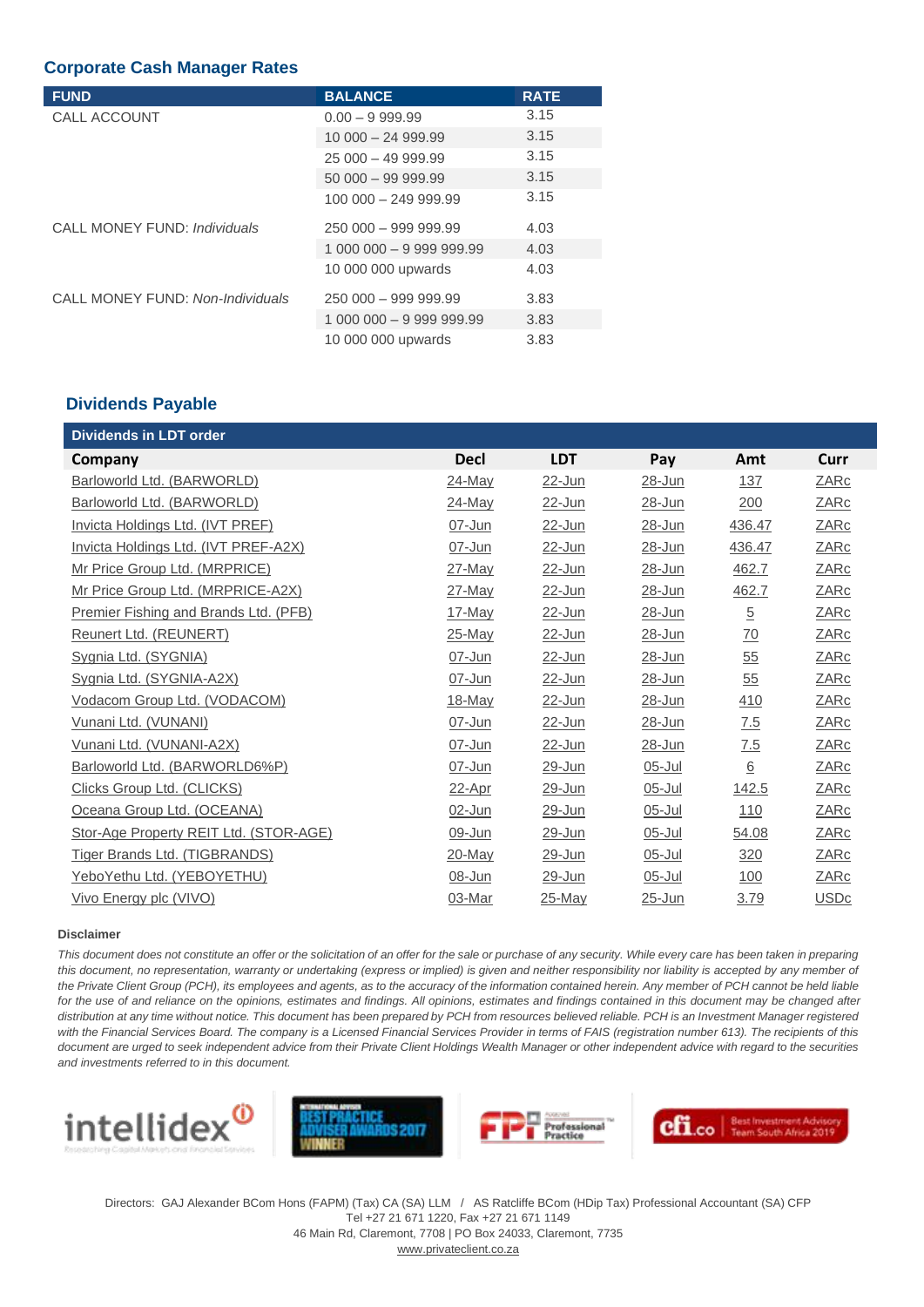## Corporate Cash Manager Rates

| FUND | BALANCE | RATE |
|---|---|---|
| CALL ACCOUNT | 0.00 – 9 999.99 | 3.15 |
| | 10 000 – 24 999.99 | 3.15 |
| | 25 000 – 49 999.99 | 3.15 |
| | 50 000 – 99 999.99 | 3.15 |
| | 100 000 – 249 999.99 | 3.15 |
| CALL MONEY FUND: *Individuals* | 250 000 – 999 999.99 | 4.03 |
| | 1 000 000 – 9 999 999.99 | 4.03 |
| | 10 000 000 upwards | 4.03 |
| CALL MONEY FUND: *Non-Individuals* | 250 000 – 999 999.99 | 3.83 |
| | 1 000 000 – 9 999 999.99 | 3.83 |
| | 10 000 000 upwards | 3.83 |

## Dividends Payable

**Dividends in LDT order**

| Company | Decl | LDT | Pay | Amt | Curr |
|---|---|---|---|---|---|
| Barloworld Ltd. (BARWORLD) | 24-May | 22-Jun | 28-Jun | 137 | ZARc |
| Barloworld Ltd. (BARWORLD) | 24-May | 22-Jun | 28-Jun | 200 | ZARc |
| Invicta Holdings Ltd. (IVT PREF) | 07-Jun | 22-Jun | 28-Jun | 436.47 | ZARc |
| Invicta Holdings Ltd. (IVT PREF-A2X) | 07-Jun | 22-Jun | 28-Jun | 436.47 | ZARc |
| Mr Price Group Ltd. (MRPRICE) | 27-May | 22-Jun | 28-Jun | 462.7 | ZARc |
| Mr Price Group Ltd. (MRPRICE-A2X) | 27-May | 22-Jun | 28-Jun | 462.7 | ZARc |
| Premier Fishing and Brands Ltd. (PFB) | 17-May | 22-Jun | 28-Jun | 5 | ZARc |
| Reunert Ltd. (REUNERT) | 25-May | 22-Jun | 28-Jun | 70 | ZARc |
| Sygnia Ltd. (SYGNIA) | 07-Jun | 22-Jun | 28-Jun | 55 | ZARc |
| Sygnia Ltd. (SYGNIA-A2X) | 07-Jun | 22-Jun | 28-Jun | 55 | ZARc |
| Vodacom Group Ltd. (VODACOM) | 18-May | 22-Jun | 28-Jun | 410 | ZARc |
| Vunani Ltd. (VUNANI) | 07-Jun | 22-Jun | 28-Jun | 7.5 | ZARc |
| Vunani Ltd. (VUNANI-A2X) | 07-Jun | 22-Jun | 28-Jun | 7.5 | ZARc |
| Barloworld Ltd. (BARWORLD6%P) | 07-Jun | 29-Jun | 05-Jul | 6 | ZARc |
| Clicks Group Ltd. (CLICKS) | 22-Apr | 29-Jun | 05-Jul | 142.5 | ZARc |
| Oceana Group Ltd. (OCEANA) | 02-Jun | 29-Jun | 05-Jul | 110 | ZARc |
| Stor-Age Property REIT Ltd. (STOR-AGE) | 09-Jun | 29-Jun | 05-Jul | 54.08 | ZARc |
| Tiger Brands Ltd. (TIGBRANDS) | 20-May | 29-Jun | 05-Jul | 320 | ZARc |
| YeboYethu Ltd. (YEBOYETHU) | 08-Jun | 29-Jun | 05-Jul | 100 | ZARc |
| Vivo Energy plc (VIVO) | 03-Mar | 25-May | 25-Jun | 3.79 | USDc |

**Disclaimer**

*This document does not constitute an offer or the solicitation of an offer for the sale or purchase of any security. While every care has been taken in preparing this document, no representation, warranty or undertaking (express or implied) is given and neither responsibility nor liability is accepted by any member of the Private Client Group (PCH), its employees and agents, as to the accuracy of the information contained herein. Any member of PCH cannot be held liable for the use of and reliance on the opinions, estimates and findings. All opinions, estimates and findings contained in this document may be changed after distribution at any time without notice. This document has been prepared by PCH from resources believed reliable. PCH is an Investment Manager registered with the Financial Services Board. The company is a Licensed Financial Services Provider in terms of FAIS (registration number 613). The recipients of this document are urged to seek independent advice from their Private Client Holdings Wealth Manager or other independent advice with regard to the securities and investments referred to in this document.*

Directors: GAJ Alexander BCom Hons (FAPM) (Tax) CA (SA) LLM / AS Ratcliffe BCom (HDip Tax) Professional Accountant (SA) CFP
Tel +27 21 671 1220, Fax +27 21 671 1149
46 Main Rd, Claremont, 7708 | PO Box 24033, Claremont, 7735
www.privateclient.co.za